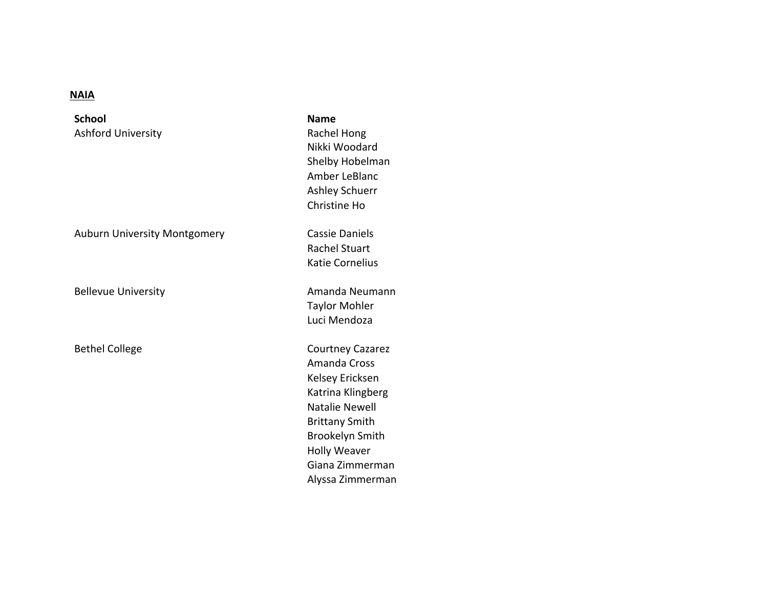**NAIA**

| School | Name |
| --- | --- |
| Ashford University | Rachel Hong |
| | Nikki Woodard |
| | Shelby Hobelman |
| | Amber LeBlanc |
| | Ashley Schuerr |
| | Christine Ho |
| Auburn University Montgomery | Cassie Daniels |
| | Rachel Stuart |
| | Katie Cornelius |
| Bellevue University | Amanda Neumann |
| | Taylor Mohler |
| | Luci Mendoza |
| Bethel College | Courtney Cazarez |
| | Amanda Cross |
| | Kelsey Ericksen |
| | Katrina Klingberg |
| | Natalie Newell |
| | Brittany Smith |
| | Brookelyn Smith |
| | Holly Weaver |
| | Giana Zimmerman |
| | Alyssa Zimmerman |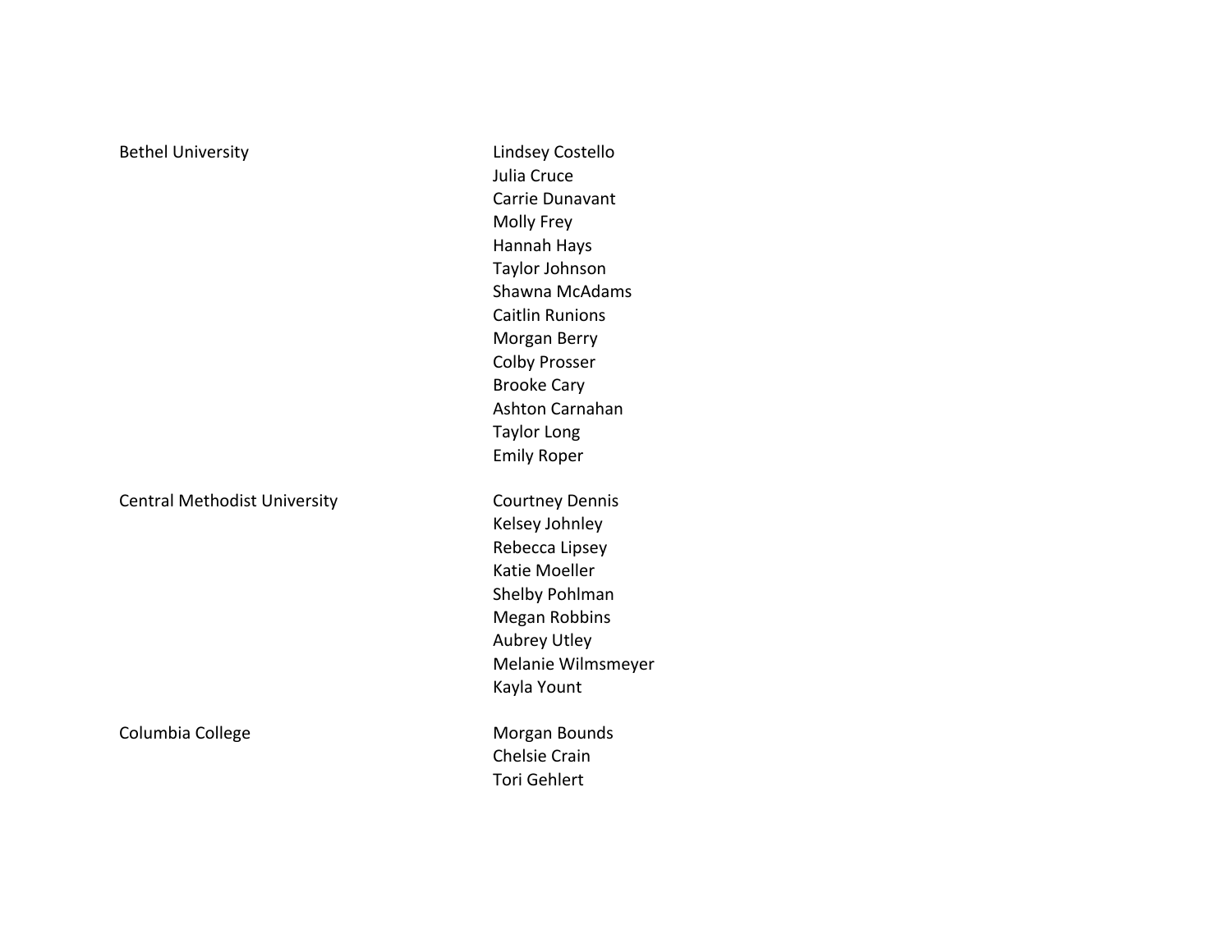| | |
|---|---|
| Bethel University | Lindsey Costello |
| | Julia Cruce |
| | Carrie Dunavant |
| | Molly Frey |
| | Hannah Hays |
| | Taylor Johnson |
| | Shawna McAdams |
| | Caitlin Runions |
| | Morgan Berry |
| | Colby Prosser |
| | Brooke Cary |
| | Ashton Carnahan |
| | Taylor Long |
| | Emily Roper |
| Central Methodist University | Courtney Dennis |
| | Kelsey Johnley |
| | Rebecca Lipsey |
| | Katie Moeller |
| | Shelby Pohlman |
| | Megan Robbins |
| | Aubrey Utley |
| | Melanie Wilmsmeyer |
| | Kayla Yount |
| Columbia College | Morgan Bounds |
| | Chelsie Crain |
| | Tori Gehlert |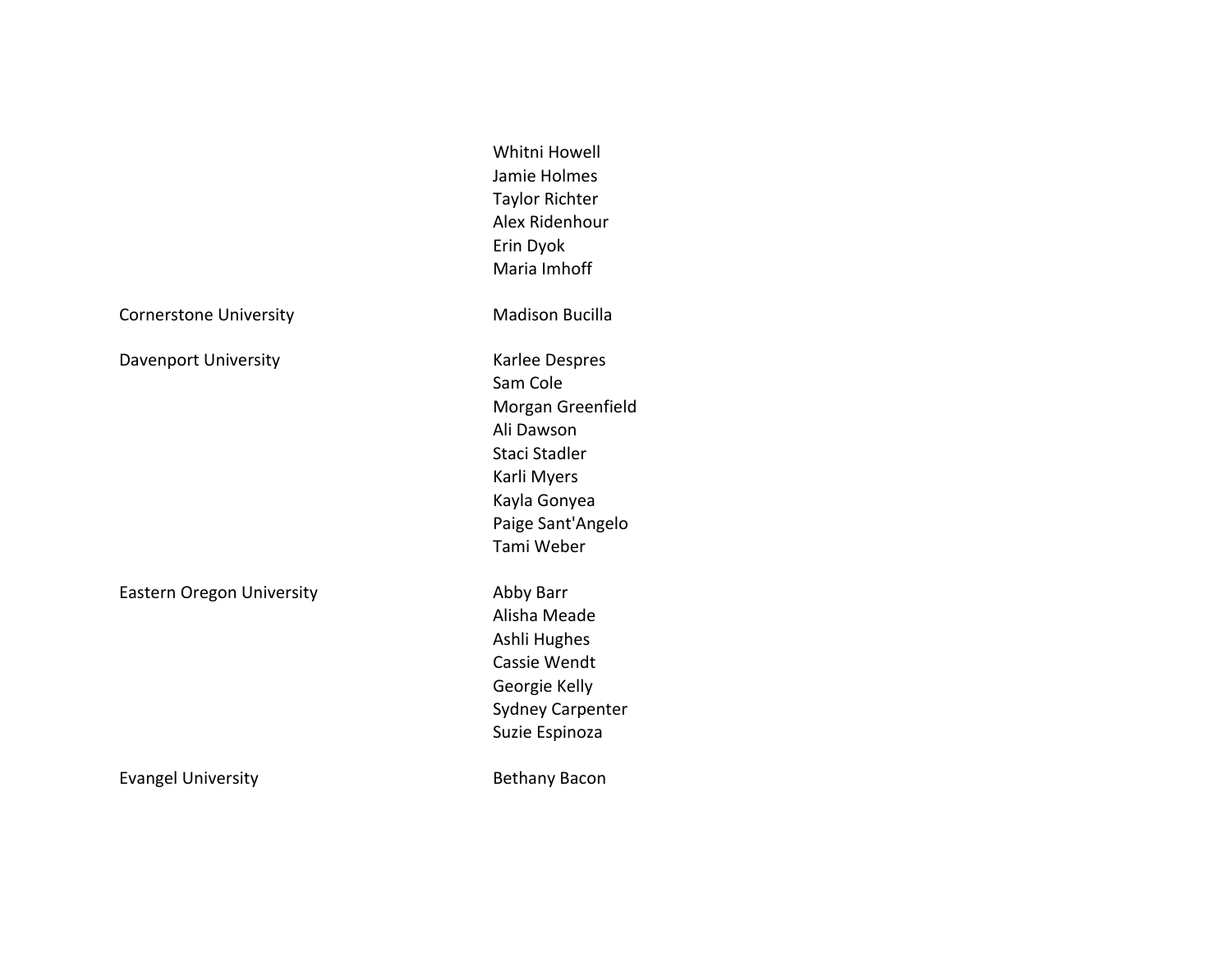| | |
|---|---|
| | Whitni Howell |
| | Jamie Holmes |
| | Taylor Richter |
| | Alex Ridenhour |
| | Erin Dyok |
| | Maria Imhoff |
| Cornerstone University | Madison Bucilla |
| Davenport University | Karlee Despres |
| | Sam Cole |
| | Morgan Greenfield |
| | Ali Dawson |
| | Staci Stadler |
| | Karli Myers |
| | Kayla Gonyea |
| | Paige Sant'Angelo |
| | Tami Weber |
| Eastern Oregon University | Abby Barr |
| | Alisha Meade |
| | Ashli Hughes |
| | Cassie Wendt |
| | Georgie Kelly |
| | Sydney Carpenter |
| | Suzie Espinoza |
| Evangel University | Bethany Bacon |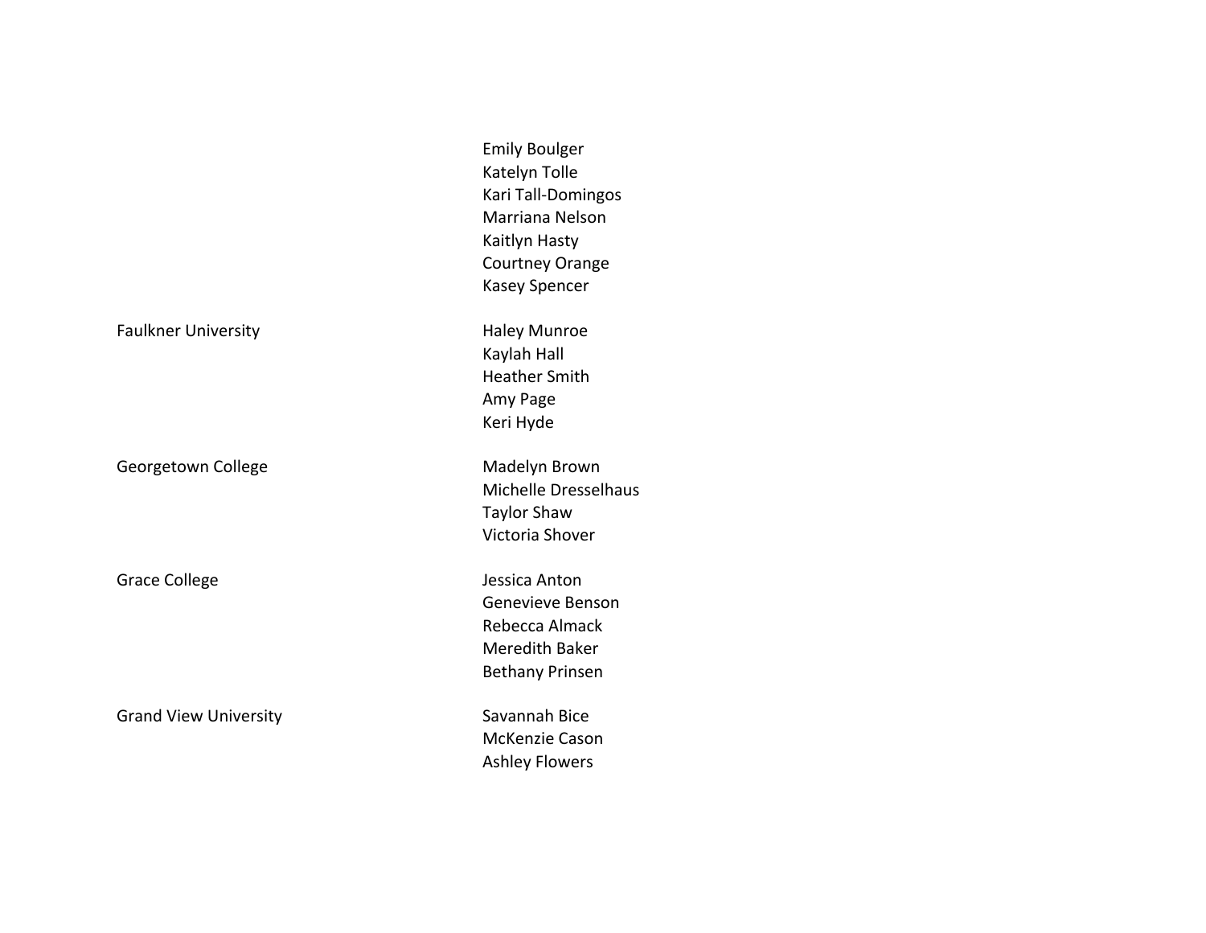| | |
|---|---|
| | Emily Boulger |
| | Katelyn Tolle |
| | Kari Tall-Domingos |
| | Marriana Nelson |
| | Kaitlyn Hasty |
| | Courtney Orange |
| | Kasey Spencer |
| Faulkner University | Haley Munroe |
| | Kaylah Hall |
| | Heather Smith |
| | Amy Page |
| | Keri Hyde |
| Georgetown College | Madelyn Brown |
| | Michelle Dresselhaus |
| | Taylor Shaw |
| | Victoria Shover |
| Grace College | Jessica Anton |
| | Genevieve Benson |
| | Rebecca Almack |
| | Meredith Baker |
| | Bethany Prinsen |
| Grand View University | Savannah Bice |
| | McKenzie Cason |
| | Ashley Flowers |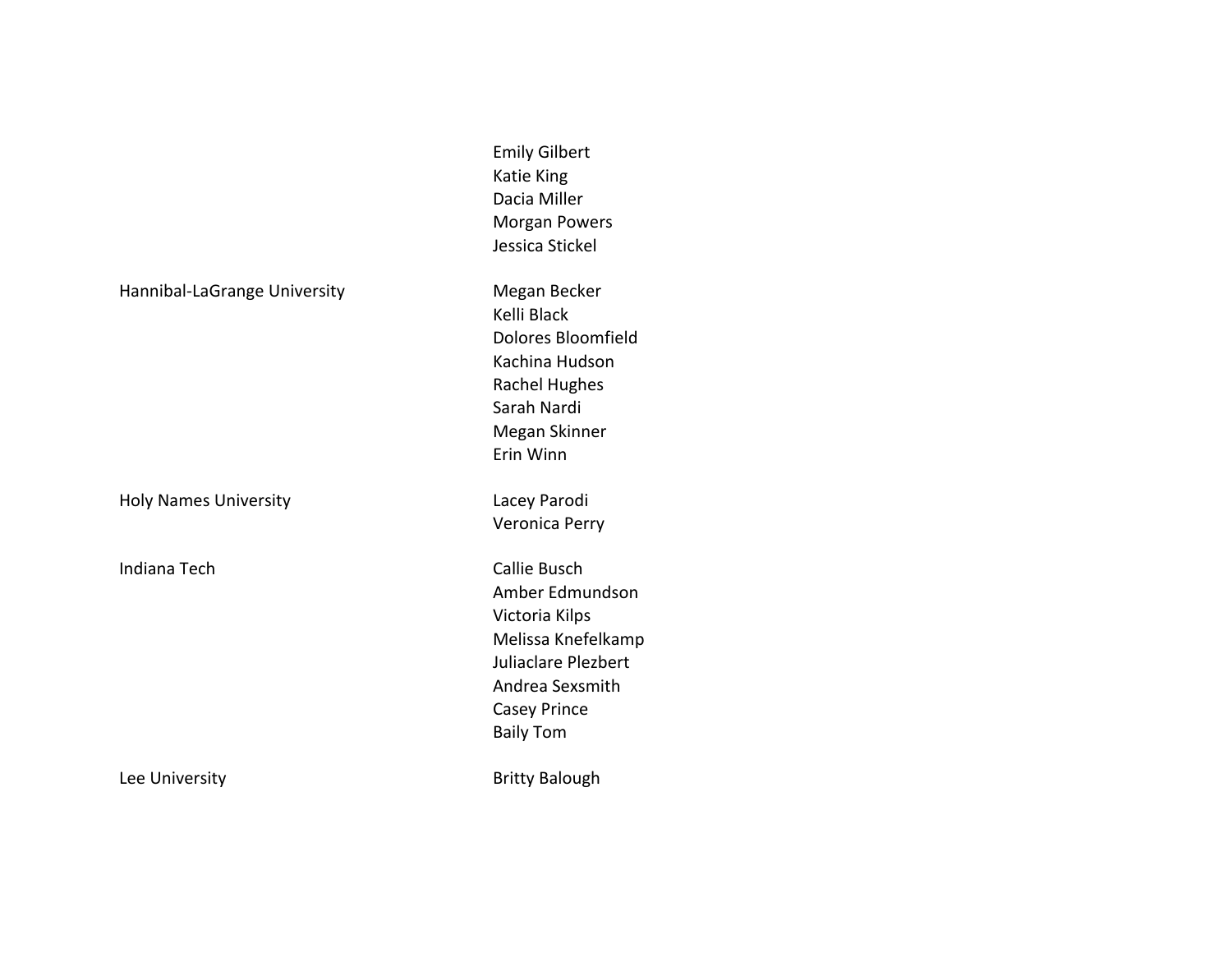| | |
|---|---|
| | Emily Gilbert |
| | Katie King |
| | Dacia Miller |
| | Morgan Powers |
| | Jessica Stickel |
| Hannibal-LaGrange University | Megan Becker |
| | Kelli Black |
| | Dolores Bloomfield |
| | Kachina Hudson |
| | Rachel Hughes |
| | Sarah Nardi |
| | Megan Skinner |
| | Erin Winn |
| Holy Names University | Lacey Parodi |
| | Veronica Perry |
| Indiana Tech | Callie Busch |
| | Amber Edmundson |
| | Victoria Kilps |
| | Melissa Knefelkamp |
| | Juliaclare Plezbert |
| | Andrea Sexsmith |
| | Casey Prince |
| | Baily Tom |
| Lee University | Britty Balough |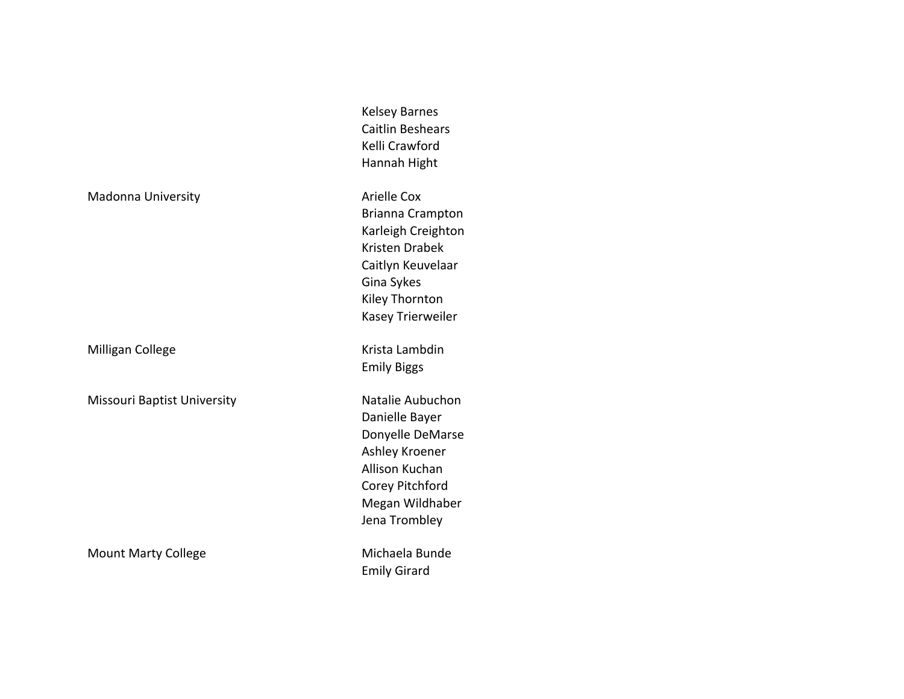| | |
|---|---|
| | Kelsey Barnes<br>Caitlin Beshears<br>Kelli Crawford<br>Hannah Hight |
| Madonna University | Arielle Cox<br>Brianna Crampton<br>Karleigh Creighton<br>Kristen Drabek<br>Caitlyn Keuvelaar<br>Gina Sykes<br>Kiley Thornton<br>Kasey Trierweiler |
| Milligan College | Krista Lambdin<br>Emily Biggs |
| Missouri Baptist University | Natalie Aubuchon<br>Danielle Bayer<br>Donyelle DeMarse<br>Ashley Kroener<br>Allison Kuchan<br>Corey Pitchford<br>Megan Wildhaber<br>Jena Trombley |
| Mount Marty College | Michaela Bunde<br>Emily Girard |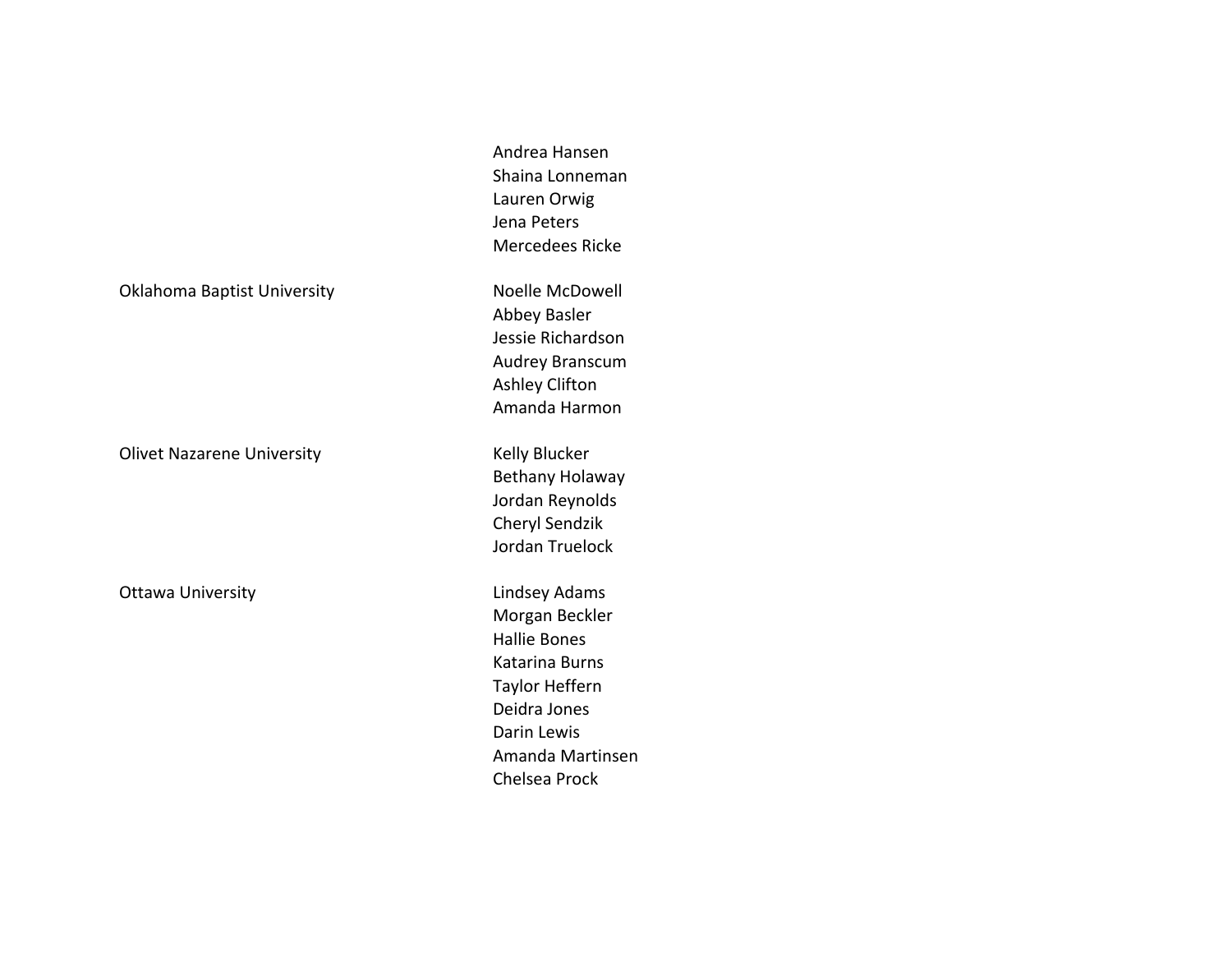| | |
|---|---|
| | Andrea Hansen |
| | Shaina Lonneman |
| | Lauren Orwig |
| | Jena Peters |
| | Mercedees Ricke |
| | |
| Oklahoma Baptist University | Noelle McDowell |
| | Abbey Basler |
| | Jessie Richardson |
| | Audrey Branscum |
| | Ashley Clifton |
| | Amanda Harmon |
| | |
| Olivet Nazarene University | Kelly Blucker |
| | Bethany Holaway |
| | Jordan Reynolds |
| | Cheryl Sendzik |
| | Jordan Truelock |
| | |
| Ottawa University | Lindsey Adams |
| | Morgan Beckler |
| | Hallie Bones |
| | Katarina Burns |
| | Taylor Heffern |
| | Deidra Jones |
| | Darin Lewis |
| | Amanda Martinsen |
| | Chelsea Prock |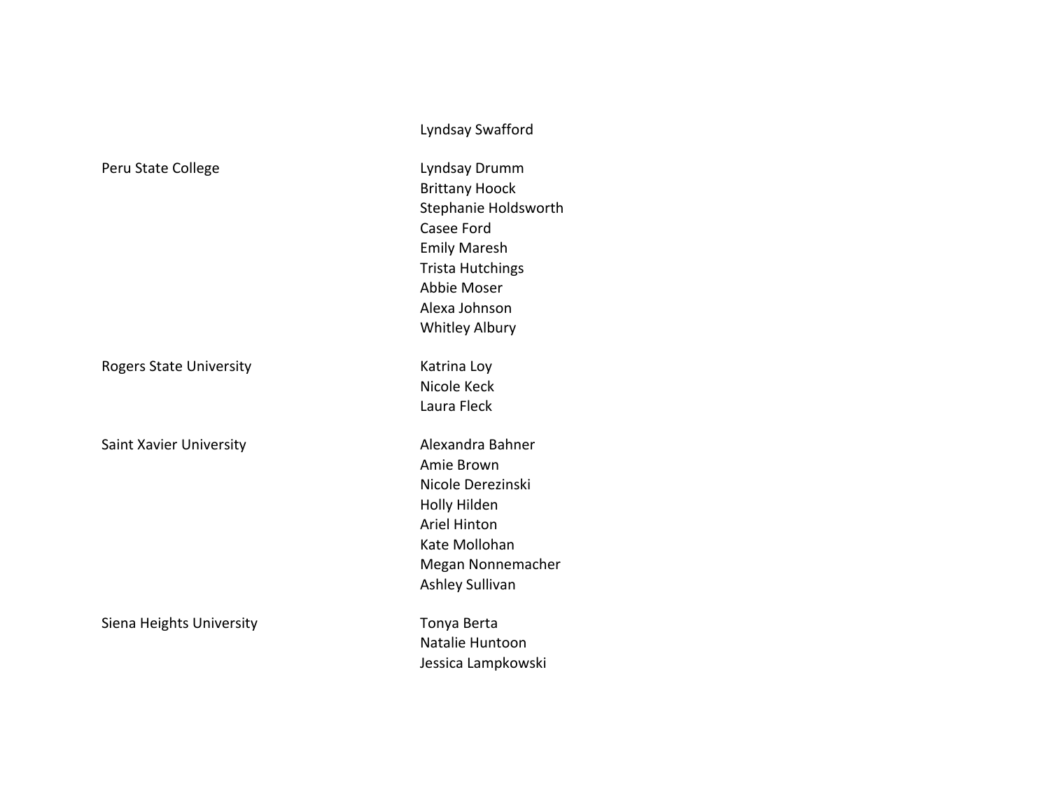| | |
|---|---|
| | Lyndsay Swafford |
| Peru State College | Lyndsay Drumm |
| | Brittany Hoock |
| | Stephanie Holdsworth |
| | Casee Ford |
| | Emily Maresh |
| | Trista Hutchings |
| | Abbie Moser |
| | Alexa Johnson |
| | Whitley Albury |
| Rogers State University | Katrina Loy |
| | Nicole Keck |
| | Laura Fleck |
| Saint Xavier University | Alexandra Bahner |
| | Amie Brown |
| | Nicole Derezinski |
| | Holly Hilden |
| | Ariel Hinton |
| | Kate Mollohan |
| | Megan Nonnemacher |
| | Ashley Sullivan |
| Siena Heights University | Tonya Berta |
| | Natalie Huntoon |
| | Jessica Lampkowski |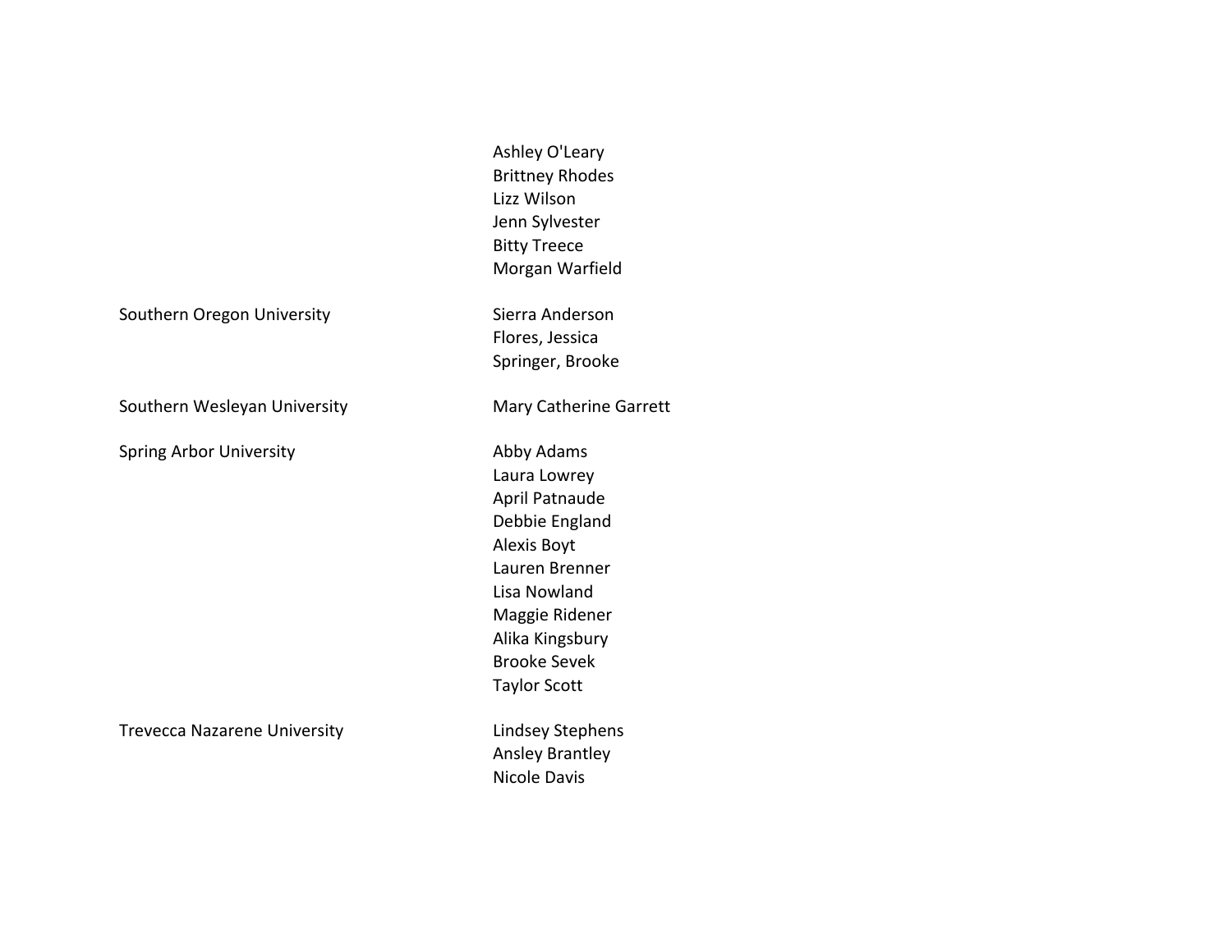| | |
|---|---|
| | Ashley O'Leary |
| | Brittney Rhodes |
| | Lizz Wilson |
| | Jenn Sylvester |
| | Bitty Treece |
| | Morgan Warfield |
| | |
| Southern Oregon University | Sierra Anderson |
| | Flores, Jessica |
| | Springer, Brooke |
| | |
| Southern Wesleyan University | Mary Catherine Garrett |
| | |
| Spring Arbor University | Abby Adams |
| | Laura Lowrey |
| | April Patnaude |
| | Debbie England |
| | Alexis Boyt |
| | Lauren Brenner |
| | Lisa Nowland |
| | Maggie Ridener |
| | Alika Kingsbury |
| | Brooke Sevek |
| | Taylor Scott |
| | |
| Trevecca Nazarene University | Lindsey Stephens |
| | Ansley Brantley |
| | Nicole Davis |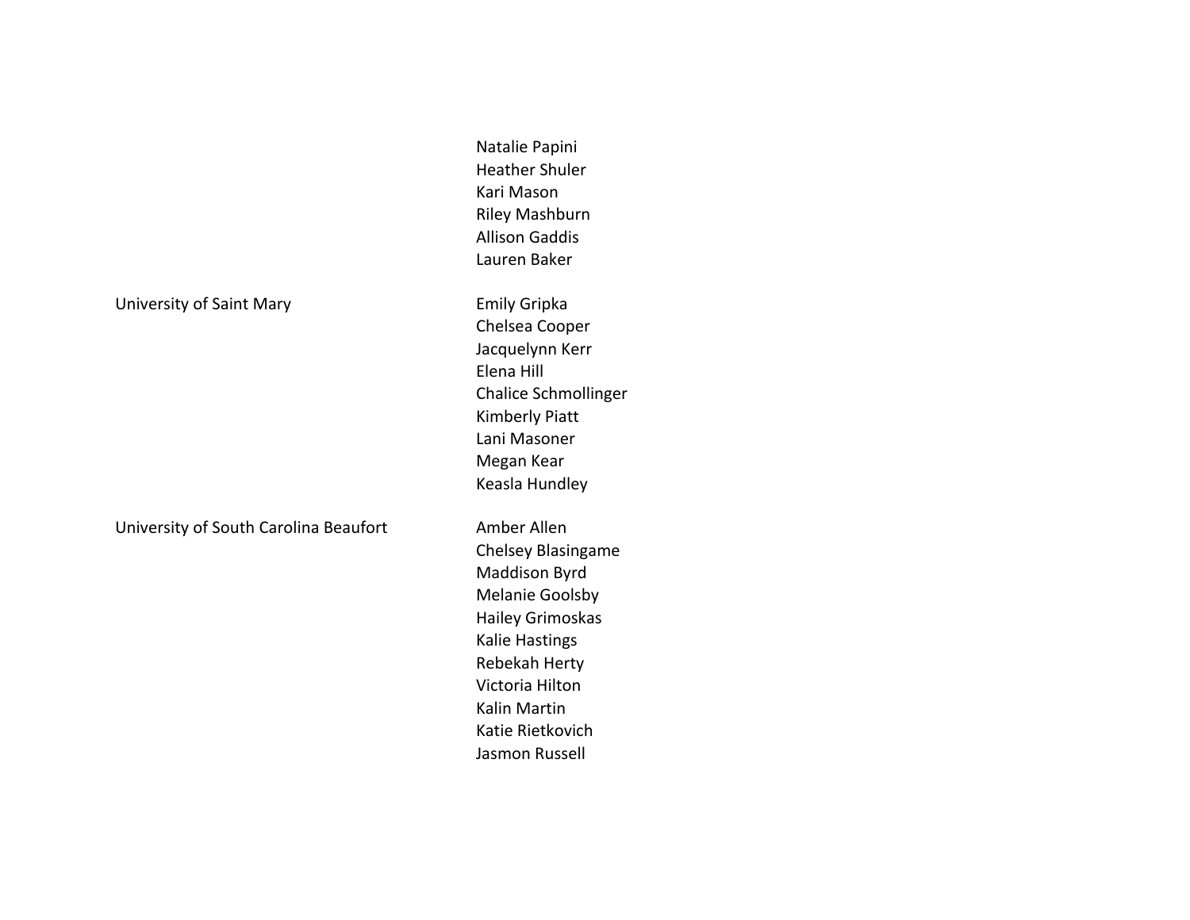| | |
|---|---|
| | Natalie Papini |
| | Heather Shuler |
| | Kari Mason |
| | Riley Mashburn |
| | Allison Gaddis |
| | Lauren Baker |
| University of Saint Mary | Emily Gripka |
| | Chelsea Cooper |
| | Jacquelynn Kerr |
| | Elena Hill |
| | Chalice Schmollinger |
| | Kimberly Piatt |
| | Lani Masoner |
| | Megan Kear |
| | Keasla Hundley |
| University of South Carolina Beaufort | Amber Allen |
| | Chelsey Blasingame |
| | Maddison Byrd |
| | Melanie Goolsby |
| | Hailey Grimoskas |
| | Kalie Hastings |
| | Rebekah Herty |
| | Victoria Hilton |
| | Kalin Martin |
| | Katie Rietkovich |
| | Jasmon Russell |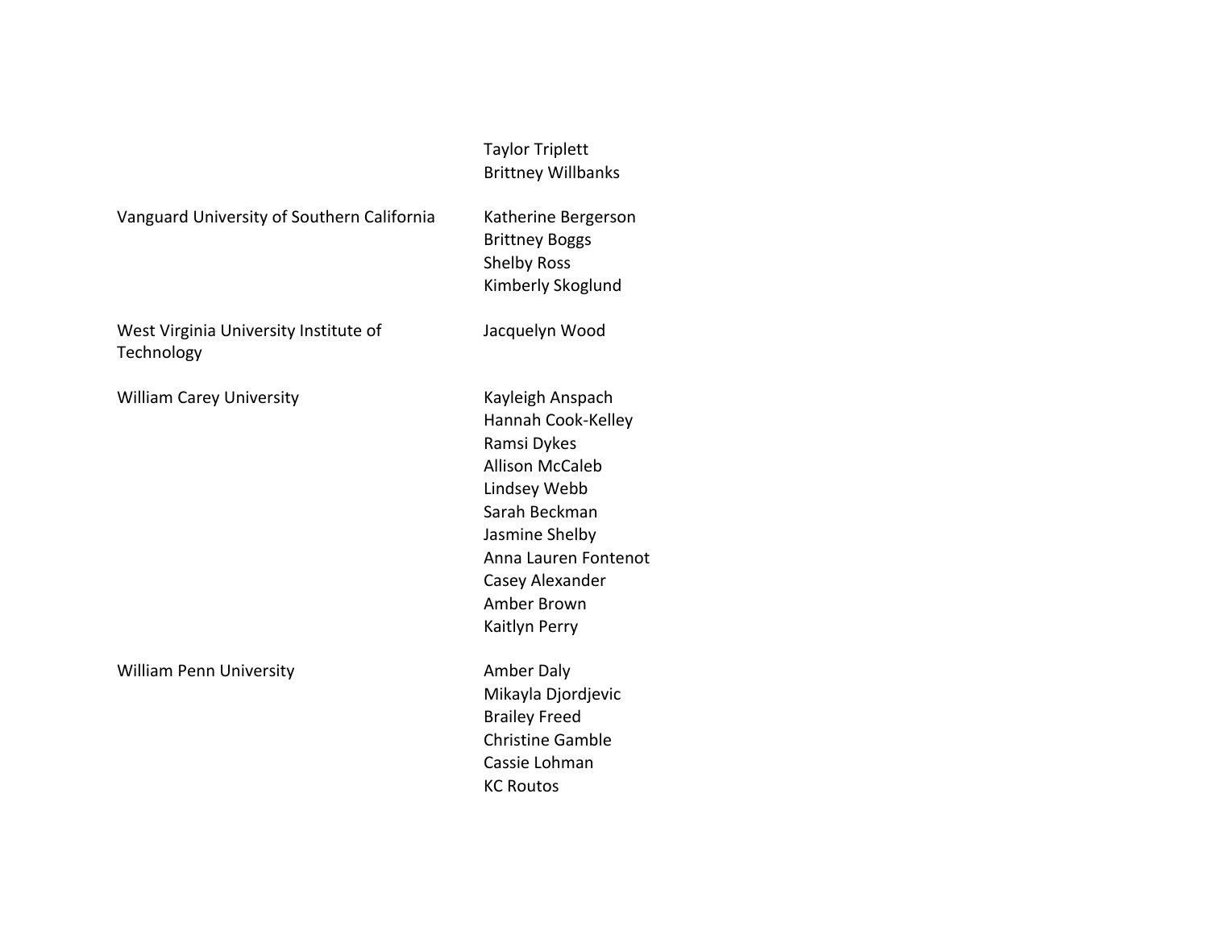| | |
|---|---|
| | Taylor Triplett |
| | Brittney Willbanks |
| Vanguard University of Southern California | Katherine Bergerson |
| | Brittney Boggs |
| | Shelby Ross |
| | Kimberly Skoglund |
| West Virginia University Institute of Technology | Jacquelyn Wood |
| William Carey University | Kayleigh Anspach |
| | Hannah Cook-Kelley |
| | Ramsi Dykes |
| | Allison McCaleb |
| | Lindsey Webb |
| | Sarah Beckman |
| | Jasmine Shelby |
| | Anna Lauren Fontenot |
| | Casey Alexander |
| | Amber Brown |
| | Kaitlyn Perry |
| William Penn University | Amber Daly |
| | Mikayla Djordjevic |
| | Brailey Freed |
| | Christine Gamble |
| | Cassie Lohman |
| | KC Routos |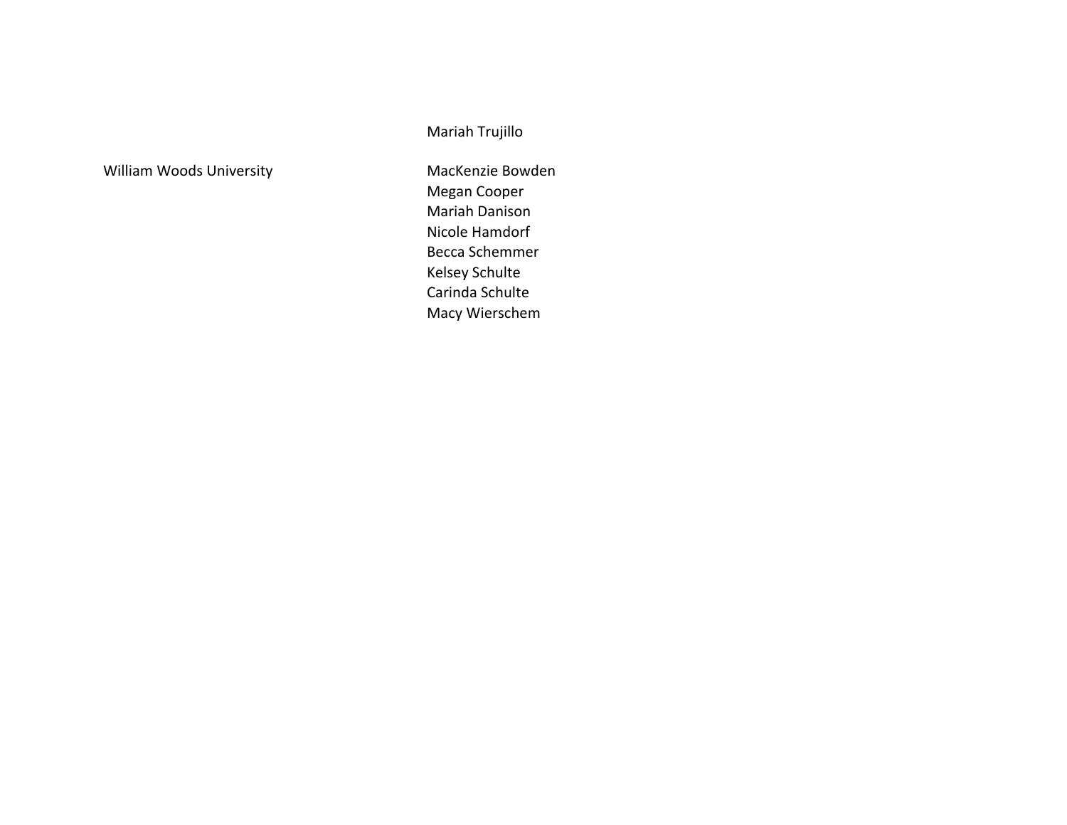| | |
|---|---|
| | Mariah Trujillo |
| William Woods University | MacKenzie Bowden<br>Megan Cooper<br>Mariah Danison<br>Nicole Hamdorf<br>Becca Schemmer<br>Kelsey Schulte<br>Carinda Schulte<br>Macy Wierschem |